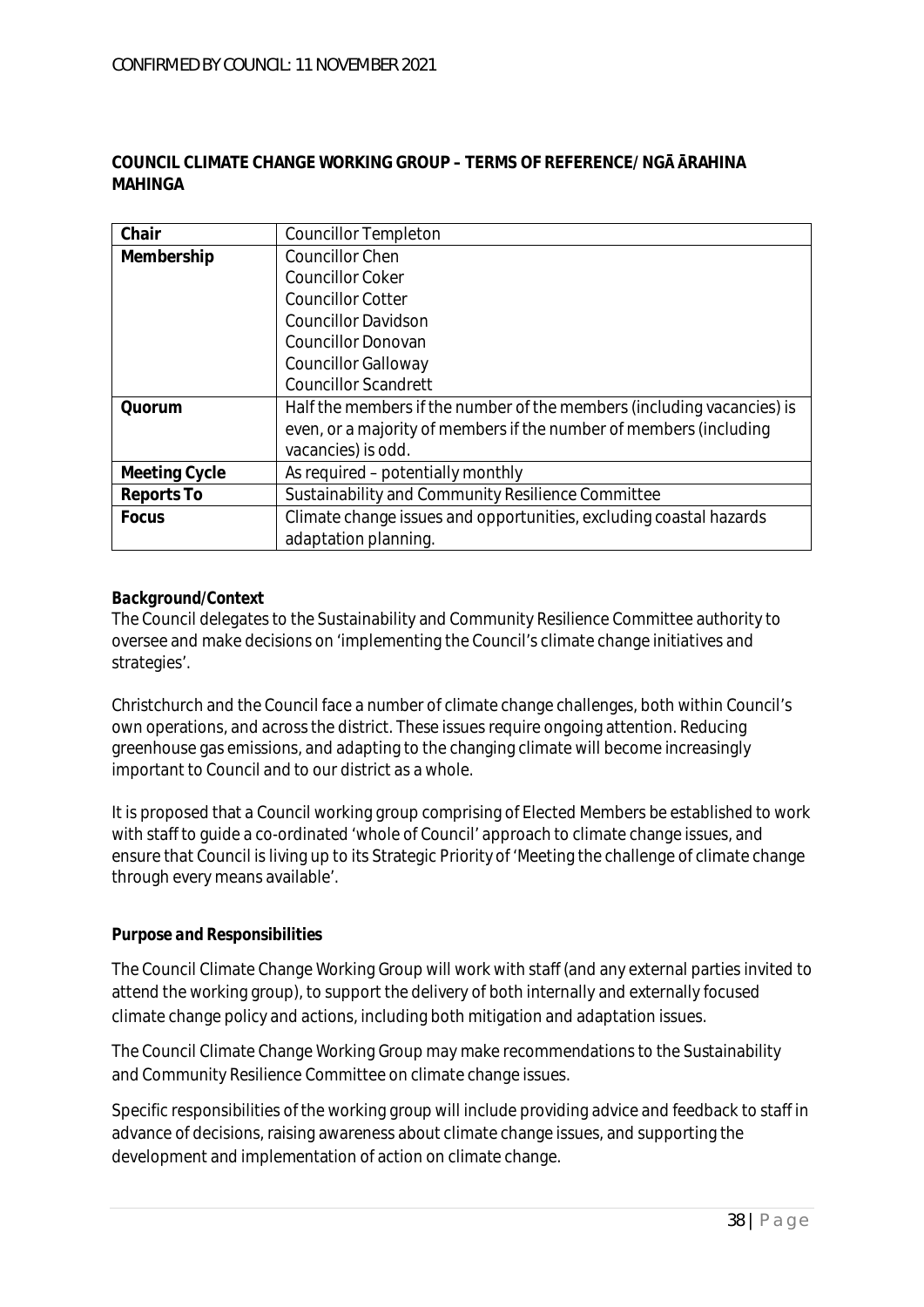CONFIRMED BY COUNCIL: 11 NOVEMBER 2021

**COUNCIL CLIMATE CHANGE WORKING GROUP – TERMS OF REFERENCE/ NGĀ ĀRAHINA MAHINGA**

| **Chair** | Councillor Templeton |
|---|---|
| **Membership** | Councillor Chen<br>Councillor Coker<br>Councillor Cotter<br>Councillor Davidson<br>Councillor Donovan<br>Councillor Galloway<br>Councillor Scandrett |
| **Quorum** | Half the members if the number of the members (including vacancies) is even, or a majority of members if the number of members (including vacancies) is odd. |
| **Meeting Cycle** | As required – potentially monthly |
| **Reports To** | Sustainability and Community Resilience Committee |
| **Focus** | Climate change issues and opportunities, excluding coastal hazards adaptation planning. |

**Background/Context**

The Council delegates to the Sustainability and Community Resilience Committee authority to oversee and make decisions on 'implementing the Council's climate change initiatives and strategies'.

Christchurch and the Council face a number of climate change challenges, both within Council's own operations, and across the district. These issues require ongoing attention. Reducing greenhouse gas emissions, and adapting to the changing climate will become increasingly important to Council and to our district as a whole.

It is proposed that a Council working group comprising of Elected Members be established to work with staff to guide a co-ordinated 'whole of Council' approach to climate change issues, and ensure that Council is living up to its Strategic Priority of 'Meeting the challenge of climate change through every means available'.

**Purpose and Responsibilities**

The Council Climate Change Working Group will work with staff (and any external parties invited to attend the working group), to support the delivery of both internally and externally focused climate change policy and actions, including both mitigation and adaptation issues.

The Council Climate Change Working Group may make recommendations to the Sustainability and Community Resilience Committee on climate change issues.

Specific responsibilities of the working group will include providing advice and feedback to staff in advance of decisions, raising awareness about climate change issues, and supporting the development and implementation of action on climate change.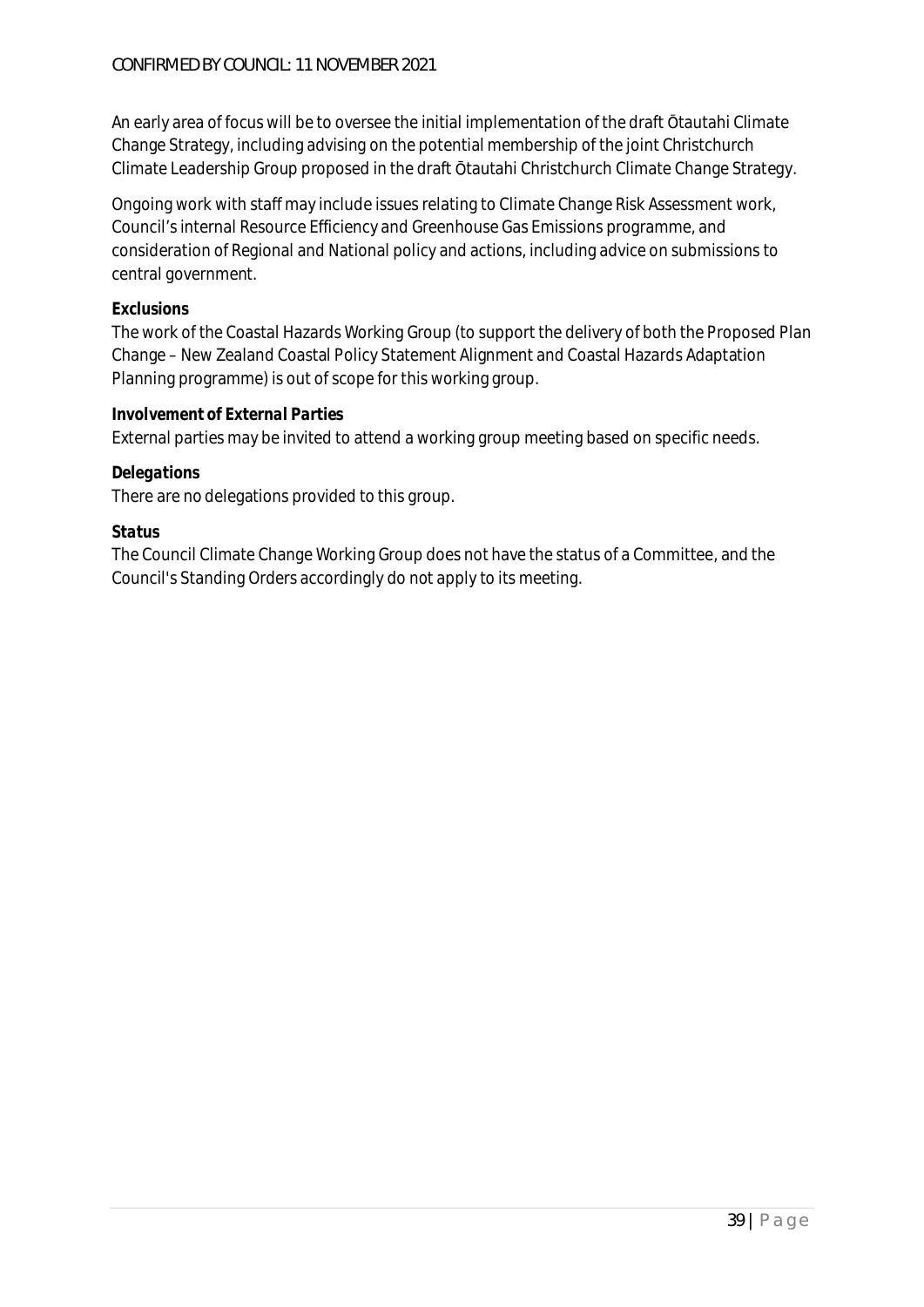An early area of focus will be to oversee the initial implementation of the draft Ōtautahi Climate Change Strategy, including advising on the potential membership of the joint Christchurch Climate Leadership Group proposed in the draft Ōtautahi Christchurch Climate Change Strategy.

Ongoing work with staff may include issues relating to Climate Change Risk Assessment work, Council's internal Resource Efficiency and Greenhouse Gas Emissions programme, and consideration of Regional and National policy and actions, including advice on submissions to central government.

***Exclusions***
The work of the Coastal Hazards Working Group (to support the delivery of both the Proposed Plan Change – New Zealand Coastal Policy Statement Alignment and Coastal Hazards Adaptation Planning programme) is out of scope for this working group.

***Involvement of External Parties***
External parties may be invited to attend a working group meeting based on specific needs.

***Delegations***
There are no delegations provided to this group.

***Status***
The Council Climate Change Working Group does not have the status of a Committee, and the Council's Standing Orders accordingly do not apply to its meeting.